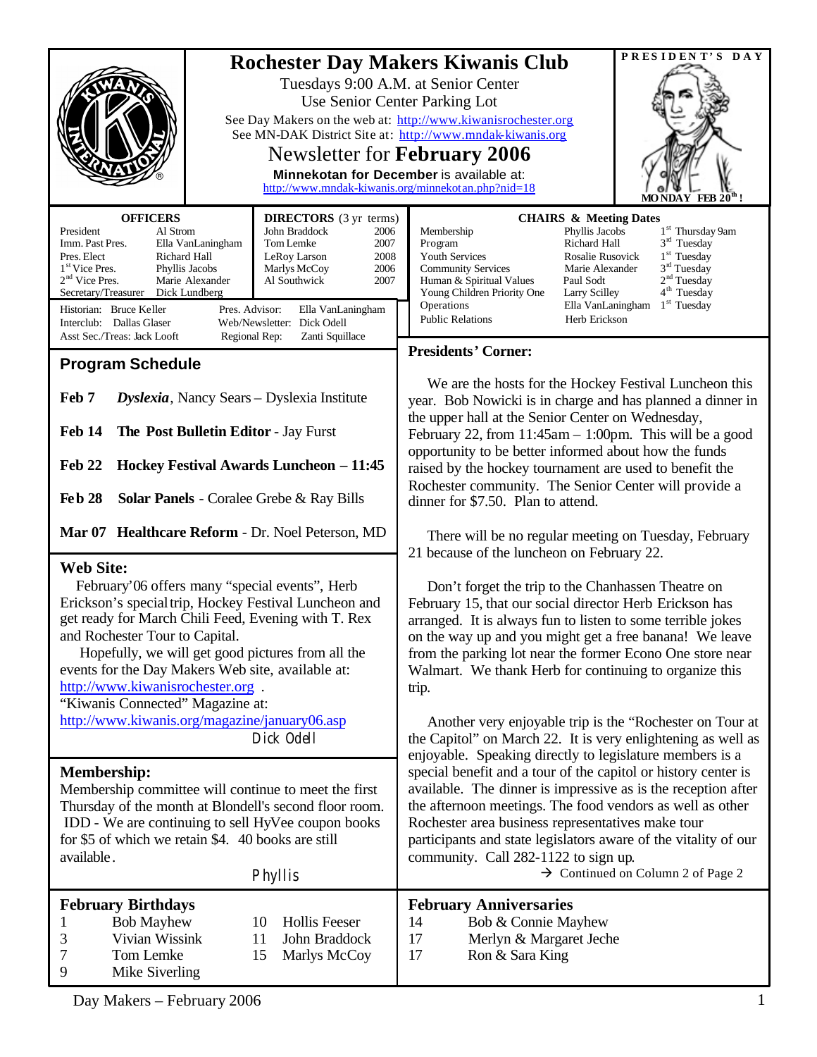# Rochester Day Makers Kiwanis Club

Tuesdays 9:00 A.M. at Senior Center
Use Senior Center Parking Lot

See Day Makers on the web at: http://www.kiwanisrochester.org
See MN-DAK District Site at: http://www.mndak-kiwanis.org

## Newsletter for **February 2006**

**Minnekotan for December** is available at:
http://www.mndak-kiwanis.org/minnekotan.php?nid=18

**PRESIDENT'S DAY**
**MONDAY FEB 20th!**

| OFFICERS | |
|---|---|
| President | Al Strom |
| Imm. Past Pres. | Ella VanLaningham |
| Pres. Elect | Richard Hall |
| 1st Vice Pres. | Phyllis Jacobs |
| 2nd Vice Pres. | Marie Alexander |
| Secretary/Treasurer | Dick Lundberg |

| DIRECTORS (3 yr terms) | |
|---|---|
| John Braddock | 2006 |
| Tom Lemke | 2007 |
| LeRoy Larson | 2008 |
| Marlys McCoy | 2006 |
| Al Southwick | 2007 |

Historian: Bruce Keller
Interclub: Dallas Glaser
Asst Sec./Treas: Jack Looft
Pres. Advisor: Ella VanLaningham
Web/Newsletter: Dick Odell
Regional Rep: Zanti Squillace

| CHAIRS & Meeting Dates | | |
|---|---|---|
| Membership | Phyllis Jacobs | 1st Thursday 9am |
| Program | Richard Hall | 3rd Tuesday |
| Youth Services | Rosalie Rusovick | 1st Tuesday |
| Community Services | Marie Alexander | 3rd Tuesday |
| Human & Spiritual Values | Paul Sodt | 2nd Tuesday |
| Young Children Priority One | Larry Scilley | 4th Tuesday |
| Operations | Ella VanLaningham | 1st Tuesday |
| Public Relations | Herb Erickson | |

## Program Schedule

**Feb 7** ***Dyslexia***, Nancy Sears – Dyslexia Institute

**Feb 14** **The Post Bulletin Editor** - Jay Furst

**Feb 22** **Hockey Festival Awards Luncheon – 11:45**

**Feb 28** **Solar Panels** - Coralee Grebe & Ray Bills

**Mar 07** **Healthcare Reform** - Dr. Noel Peterson, MD

## Web Site:

February'06 offers many "special events", Herb Erickson's special trip, Hockey Festival Luncheon and get ready for March Chili Feed, Evening with T. Rex and Rochester Tour to Capital.

Hopefully, we will get good pictures from all the events for the Day Makers Web site, available at: http://www.kiwanisrochester.org .
"Kiwanis Connected" Magazine at:
http://www.kiwanis.org/magazine/january06.asp

Dick Odell

## Membership:

Membership committee will continue to meet the first Thursday of the month at Blondell's second floor room. IDD - We are continuing to sell HyVee coupon books for $5 of which we retain $4. 40 books are still available.

Phyllis

## Presidents' Corner:

We are the hosts for the Hockey Festival Luncheon this year. Bob Nowicki is in charge and has planned a dinner in the upper hall at the Senior Center on Wednesday, February 22, from 11:45am – 1:00pm. This will be a good opportunity to be better informed about how the funds raised by the hockey tournament are used to benefit the Rochester community. The Senior Center will provide a dinner for $7.50. Plan to attend.

There will be no regular meeting on Tuesday, February 21 because of the luncheon on February 22.

Don't forget the trip to the Chanhassen Theatre on February 15, that our social director Herb Erickson has arranged. It is always fun to listen to some terrible jokes on the way up and you might get a free banana! We leave from the parking lot near the former Econo One store near Walmart. We thank Herb for continuing to organize this trip.

Another very enjoyable trip is the "Rochester on Tour at the Capitol" on March 22. It is very enlightening as well as enjoyable. Speaking directly to legislature members is a special benefit and a tour of the capitol or history center is available. The dinner is impressive as is the reception after the afternoon meetings. The food vendors as well as other Rochester area business representatives make tour participants and state legislators aware of the vitality of our community. Call 282-1122 to sign up.

→ Continued on Column 2 of Page 2

## February Birthdays

| | |
|---|---|
| 1 | Bob Mayhew |
| 3 | Vivian Wissink |
| 7 | Tom Lemke |
| 9 | Mike Siverling |
| 10 | Hollis Feeser |
| 11 | John Braddock |
| 15 | Marlys McCoy |

## February Anniversaries

| | |
|---|---|
| 14 | Bob & Connie Mayhew |
| 17 | Merlyn & Margaret Jeche |
| 17 | Ron & Sara King |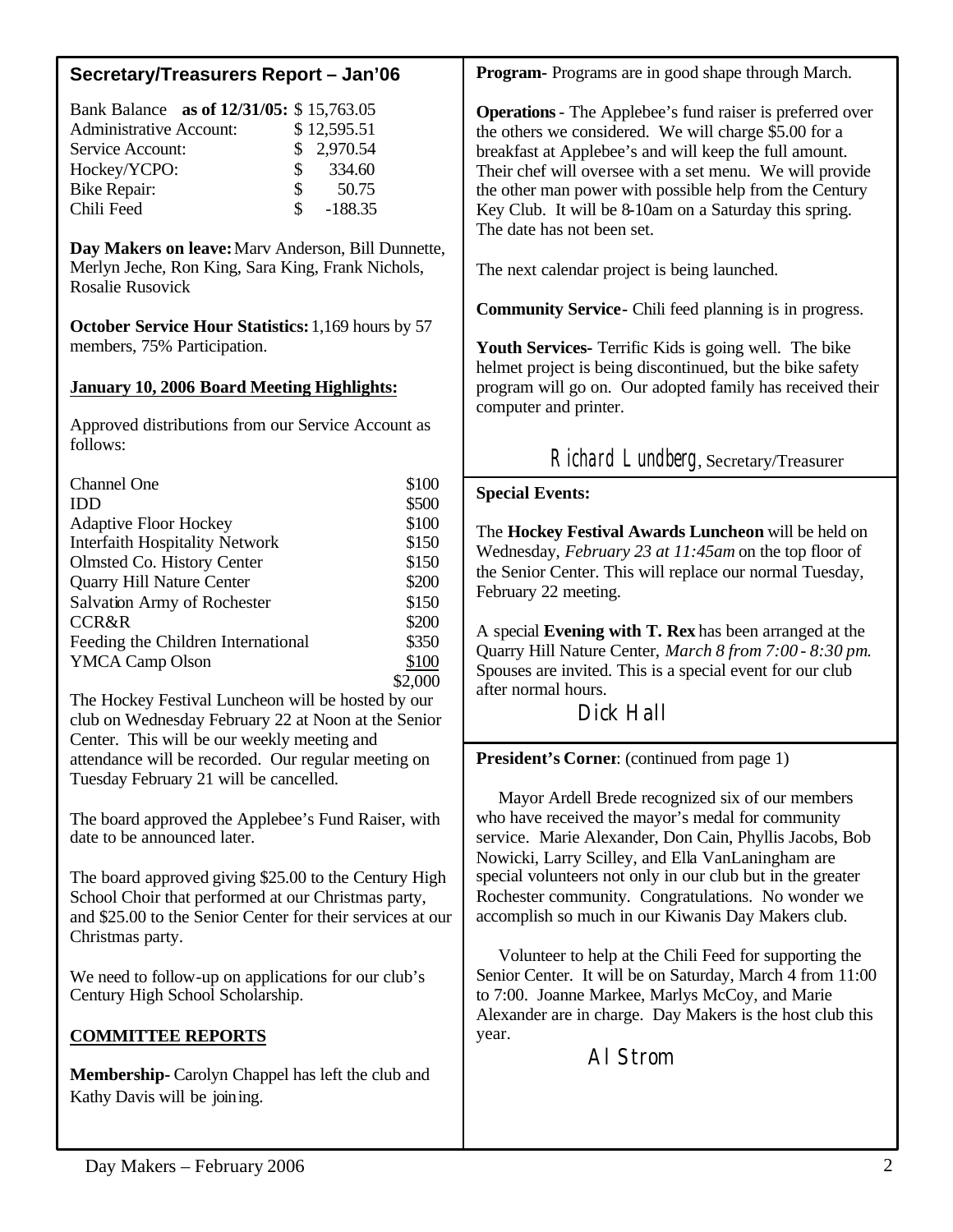## Secretary/Treasurers Report – Jan'06

| Bank Balance **as of 12/31/05:** | $ 15,763.05 |
|---|---|
| Administrative Account: | $ 12,595.51 |
| Service Account: | $ 2,970.54 |
| Hockey/YCPO: | $ 334.60 |
| Bike Repair: | $ 50.75 |
| Chili Feed | $ -188.35 |

**Day Makers on leave:** Marv Anderson, Bill Dunnette, Merlyn Jeche, Ron King, Sara King, Frank Nichols, Rosalie Rusovick

**October Service Hour Statistics:** 1,169 hours by 57 members, 75% Participation.

**January 10, 2006 Board Meeting Highlights:**

Approved distributions from our Service Account as follows:

| | |
|---|---|
| Channel One | $100 |
| IDD | $500 |
| Adaptive Floor Hockey | $100 |
| Interfaith Hospitality Network | $150 |
| Olmsted Co. History Center | $150 |
| Quarry Hill Nature Center | $200 |
| Salvation Army of Rochester | $150 |
| CCR&R | $200 |
| Feeding the Children International | $350 |
| YMCA Camp Olson | $100 |
| | $2,000 |

The Hockey Festival Luncheon will be hosted by our club on Wednesday February 22 at Noon at the Senior Center. This will be our weekly meeting and attendance will be recorded. Our regular meeting on Tuesday February 21 will be cancelled.

The board approved the Applebee's Fund Raiser, with date to be announced later.

The board approved giving $25.00 to the Century High School Choir that performed at our Christmas party, and $25.00 to the Senior Center for their services at our Christmas party.

We need to follow-up on applications for our club's Century High School Scholarship.

**COMMITTEE REPORTS**

**Membership-** Carolyn Chappel has left the club and Kathy Davis will be joining.

**Program-** Programs are in good shape through March.

**Operations** - The Applebee's fund raiser is preferred over the others we considered. We will charge $5.00 for a breakfast at Applebee's and will keep the full amount. Their chef will oversee with a set menu. We will provide the other man power with possible help from the Century Key Club. It will be 8-10am on a Saturday this spring. The date has not been set.

The next calendar project is being launched.

**Community Service**- Chili feed planning is in progress.

**Youth Services-** Terrific Kids is going well. The bike helmet project is being discontinued, but the bike safety program will go on. Our adopted family has received their computer and printer.

Richard Lundberg, Secretary/Treasurer

**Special Events:**

The **Hockey Festival Awards Luncheon** will be held on Wednesday, *February 23 at 11:45am* on the top floor of the Senior Center. This will replace our normal Tuesday, February 22 meeting.

A special **Evening with T. Rex** has been arranged at the Quarry Hill Nature Center, *March 8 from 7:00 - 8:30 pm*. Spouses are invited. This is a special event for our club after normal hours.

Dick Hall

**President's Corner**: (continued from page 1)

Mayor Ardell Brede recognized six of our members who have received the mayor's medal for community service. Marie Alexander, Don Cain, Phyllis Jacobs, Bob Nowicki, Larry Scilley, and Ella VanLaningham are special volunteers not only in our club but in the greater Rochester community. Congratulations. No wonder we accomplish so much in our Kiwanis Day Makers club.

Volunteer to help at the Chili Feed for supporting the Senior Center. It will be on Saturday, March 4 from 11:00 to 7:00. Joanne Markee, Marlys McCoy, and Marie Alexander are in charge. Day Makers is the host club this year.

Al Strom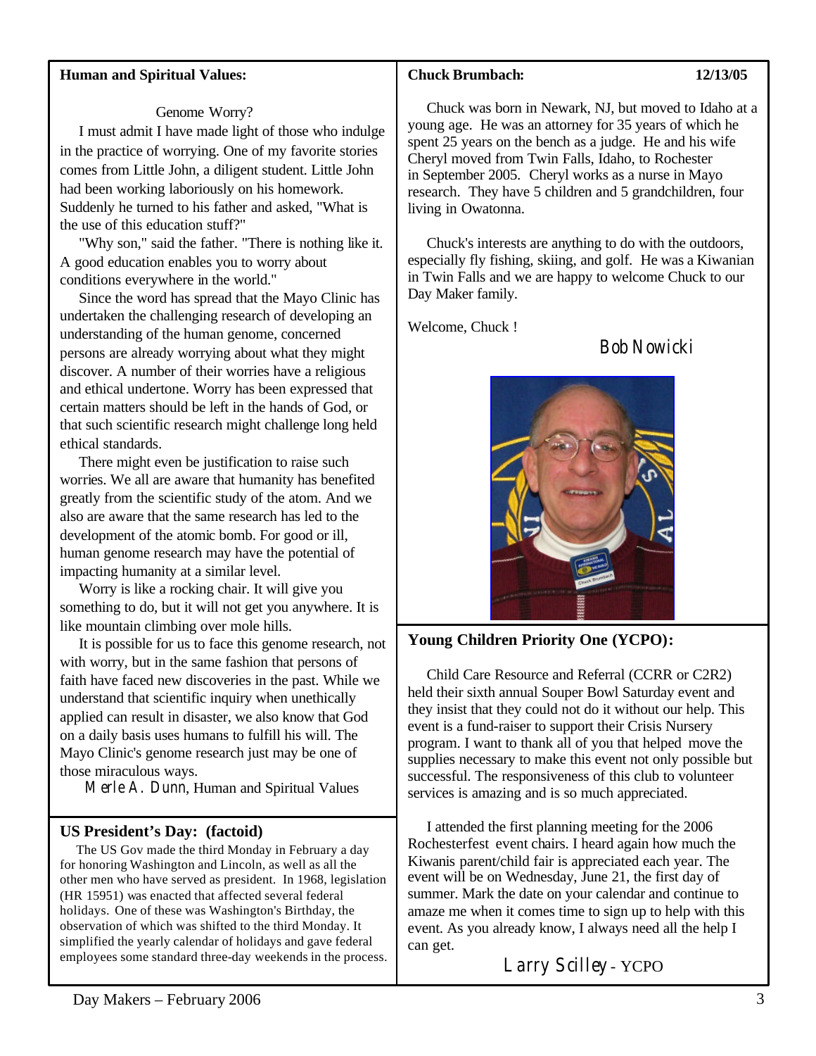## Human and Spiritual Values:

Genome Worry?

I must admit I have made light of those who indulge in the practice of worrying. One of my favorite stories comes from Little John, a diligent student. Little John had been working laboriously on his homework. Suddenly he turned to his father and asked, "What is the use of this education stuff?"

"Why son," said the father. "There is nothing like it. A good education enables you to worry about conditions everywhere in the world."

Since the word has spread that the Mayo Clinic has undertaken the challenging research of developing an understanding of the human genome, concerned persons are already worrying about what they might discover. A number of their worries have a religious and ethical undertone. Worry has been expressed that certain matters should be left in the hands of God, or that such scientific research might challenge long held ethical standards.

There might even be justification to raise such worries. We all are aware that humanity has benefited greatly from the scientific study of the atom. And we also are aware that the same research has led to the development of the atomic bomb. For good or ill, human genome research may have the potential of impacting humanity at a similar level.

Worry is like a rocking chair. It will give you something to do, but it will not get you anywhere. It is like mountain climbing over mole hills.

It is possible for us to face this genome research, not with worry, but in the same fashion that persons of faith have faced new discoveries in the past. While we understand that scientific inquiry when unethically applied can result in disaster, we also know that God on a daily basis uses humans to fulfill his will. The Mayo Clinic's genome research just may be one of those miraculous ways.

*Merle A. Dunn*, Human and Spiritual Values

## US President's Day: (factoid)

The US Gov made the third Monday in February a day for honoring Washington and Lincoln, as well as all the other men who have served as president. In 1968, legislation (HR 15951) was enacted that affected several federal holidays. One of these was Washington's Birthday, the observation of which was shifted to the third Monday. It simplified the yearly calendar of holidays and gave federal employees some standard three-day weekends in the process.

## Chuck Brumbach: 12/13/05

Chuck was born in Newark, NJ, but moved to Idaho at a young age. He was an attorney for 35 years of which he spent 25 years on the bench as a judge. He and his wife Cheryl moved from Twin Falls, Idaho, to Rochester in September 2005. Cheryl works as a nurse in Mayo research. They have 5 children and 5 grandchildren, four living in Owatonna.

Chuck's interests are anything to do with the outdoors, especially fly fishing, skiing, and golf. He was a Kiwanian in Twin Falls and we are happy to welcome Chuck to our Day Maker family.

Welcome, Chuck !

*Bob Nowicki*

## Young Children Priority One (YCPO):

Child Care Resource and Referral (CCRR or C2R2) held their sixth annual Souper Bowl Saturday event and they insist that they could not do it without our help. This event is a fund-raiser to support their Crisis Nursery program. I want to thank all of you that helped move the supplies necessary to make this event not only possible but successful. The responsiveness of this club to volunteer services is amazing and is so much appreciated.

I attended the first planning meeting for the 2006 Rochesterfest event chairs. I heard again how much the Kiwanis parent/child fair is appreciated each year. The event will be on Wednesday, June 21, the first day of summer. Mark the date on your calendar and continue to amaze me when it comes time to sign up to help with this event. As you already know, I always need all the help I can get.

*Larry Scilley* - YCPO